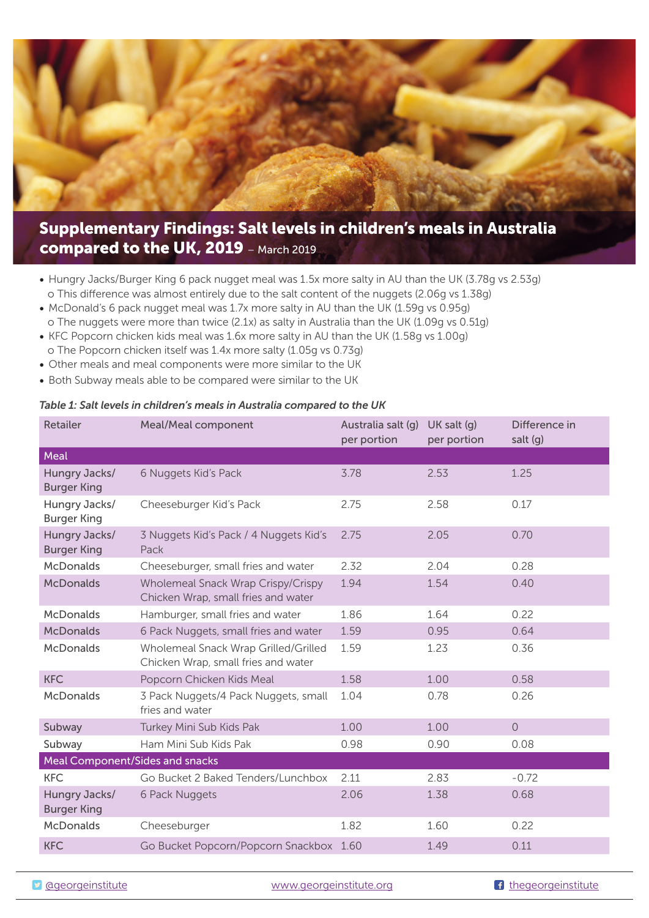# Supplementary Findings: Salt levels in children's meals in Australia compared to the UK, 2019 – March 2019

- Hungry Jacks/Burger King 6 pack nugget meal was 1.5x more salty in AU than the UK (3.78g vs 2.53g)
  - This difference was almost entirely due to the salt content of the nuggets (2.06g vs 1.38g)
- McDonald's 6 pack nugget meal was 1.7x more salty in AU than the UK (1.59g vs 0.95g)
  - The nuggets were more than twice (2.1x) as salty in Australia than the UK (1.09g vs 0.51g)
- KFC Popcorn chicken kids meal was 1.6x more salty in AU than the UK (1.58g vs 1.00g)
  - The Popcorn chicken itself was 1.4x more salty (1.05g vs 0.73g)
- Other meals and meal components were more similar to the UK
- Both Subway meals able to be compared were similar to the UK

*Table 1: Salt levels in children's meals in Australia compared to the UK*

| Retailer | Meal/Meal component | Australia salt (g) per portion | UK salt (g) per portion | Difference in salt (g) |
|---|---|---|---|---|
| **Meal** | | | | |
| Hungry Jacks/ Burger King | 6 Nuggets Kid's Pack | 3.78 | 2.53 | 1.25 |
| Hungry Jacks/ Burger King | Cheeseburger Kid's Pack | 2.75 | 2.58 | 0.17 |
| Hungry Jacks/ Burger King | 3 Nuggets Kid's Pack / 4 Nuggets Kid's Pack | 2.75 | 2.05 | 0.70 |
| McDonalds | Cheeseburger, small fries and water | 2.32 | 2.04 | 0.28 |
| McDonalds | Wholemeal Snack Wrap Crispy/Crispy Chicken Wrap, small fries and water | 1.94 | 1.54 | 0.40 |
| McDonalds | Hamburger, small fries and water | 1.86 | 1.64 | 0.22 |
| McDonalds | 6 Pack Nuggets, small fries and water | 1.59 | 0.95 | 0.64 |
| McDonalds | Wholemeal Snack Wrap Grilled/Grilled Chicken Wrap, small fries and water | 1.59 | 1.23 | 0.36 |
| KFC | Popcorn Chicken Kids Meal | 1.58 | 1.00 | 0.58 |
| McDonalds | 3 Pack Nuggets/4 Pack Nuggets, small fries and water | 1.04 | 0.78 | 0.26 |
| Subway | Turkey Mini Sub Kids Pak | 1.00 | 1.00 | 0 |
| Subway | Ham Mini Sub Kids Pak | 0.98 | 0.90 | 0.08 |
| **Meal Component/Sides and snacks** | | | | |
| KFC | Go Bucket 2 Baked Tenders/Lunchbox | 2.11 | 2.83 | -0.72 |
| Hungry Jacks/ Burger King | 6 Pack Nuggets | 2.06 | 1.38 | 0.68 |
| McDonalds | Cheeseburger | 1.82 | 1.60 | 0.22 |
| KFC | Go Bucket Popcorn/Popcorn Snackbox | 1.60 | 1.49 | 0.11 |

@georgeinstitute www.georgeinstitute.org thegeorgeinstitute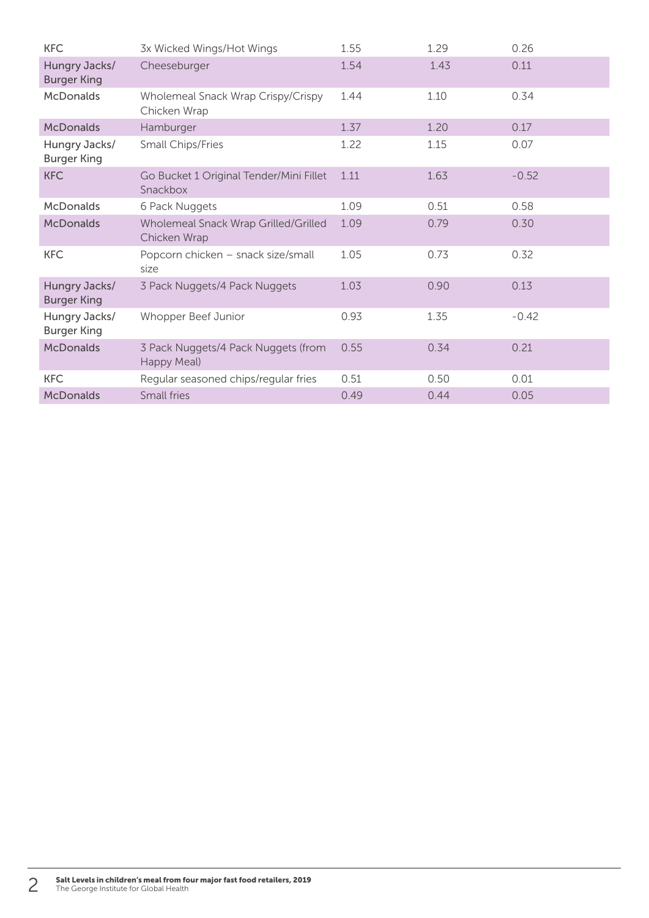| | | | | |
|---|---|---|---|---|
| KFC | 3x Wicked Wings/Hot Wings | 1.55 | 1.29 | 0.26 |
| Hungry Jacks/ Burger King | Cheeseburger | 1.54 | 1.43 | 0.11 |
| McDonalds | Wholemeal Snack Wrap Crispy/Crispy Chicken Wrap | 1.44 | 1.10 | 0.34 |
| McDonalds | Hamburger | 1.37 | 1.20 | 0.17 |
| Hungry Jacks/ Burger King | Small Chips/Fries | 1.22 | 1.15 | 0.07 |
| KFC | Go Bucket 1 Original Tender/Mini Fillet Snackbox | 1.11 | 1.63 | -0.52 |
| McDonalds | 6 Pack Nuggets | 1.09 | 0.51 | 0.58 |
| McDonalds | Wholemeal Snack Wrap Grilled/Grilled Chicken Wrap | 1.09 | 0.79 | 0.30 |
| KFC | Popcorn chicken – snack size/small size | 1.05 | 0.73 | 0.32 |
| Hungry Jacks/ Burger King | 3 Pack Nuggets/4 Pack Nuggets | 1.03 | 0.90 | 0.13 |
| Hungry Jacks/ Burger King | Whopper Beef Junior | 0.93 | 1.35 | -0.42 |
| McDonalds | 3 Pack Nuggets/4 Pack Nuggets (from Happy Meal) | 0.55 | 0.34 | 0.21 |
| KFC | Regular seasoned chips/regular fries | 0.51 | 0.50 | 0.01 |
| McDonalds | Small fries | 0.49 | 0.44 | 0.05 |